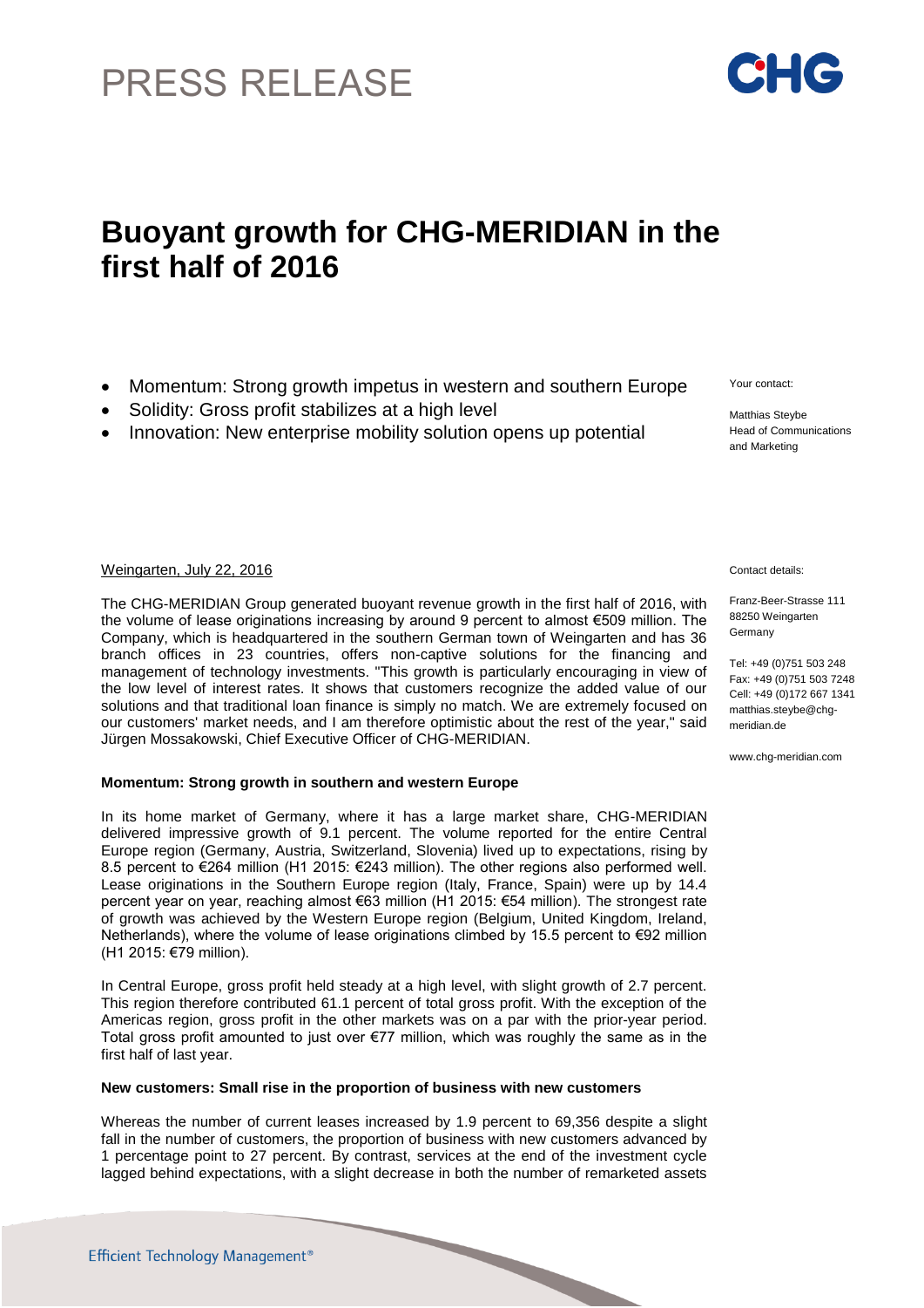PRESS RELEASE

# Buoyant growth for CHG-MERIDIAN in the first half of 2016

- Momentum: Strong growth impetus in western and southern Europe
- Solidity: Gross profit stabilizes at a high level
- Innovation: New enterprise mobility solution opens up potential

Your contact:

Matthias Steybe
Head of Communications and Marketing

Contact details:

Franz-Beer-Strasse 111
88250 Weingarten
Germany

Tel: +49 (0)751 503 248
Fax: +49 (0)751 503 7248
Cell: +49 (0)172 667 1341
matthias.steybe@chg-meridian.de

www.chg-meridian.com

Weingarten, July 22, 2016

The CHG-MERIDIAN Group generated buoyant revenue growth in the first half of 2016, with the volume of lease originations increasing by around 9 percent to almost €509 million. The Company, which is headquartered in the southern German town of Weingarten and has 36 branch offices in 23 countries, offers non-captive solutions for the financing and management of technology investments. "This growth is particularly encouraging in view of the low level of interest rates. It shows that customers recognize the added value of our solutions and that traditional loan finance is simply no match. We are extremely focused on our customers' market needs, and I am therefore optimistic about the rest of the year," said Jürgen Mossakowski, Chief Executive Officer of CHG-MERIDIAN.

**Momentum: Strong growth in southern and western Europe**

In its home market of Germany, where it has a large market share, CHG-MERIDIAN delivered impressive growth of 9.1 percent. The volume reported for the entire Central Europe region (Germany, Austria, Switzerland, Slovenia) lived up to expectations, rising by 8.5 percent to €264 million (H1 2015: €243 million). The other regions also performed well. Lease originations in the Southern Europe region (Italy, France, Spain) were up by 14.4 percent year on year, reaching almost €63 million (H1 2015: €54 million). The strongest rate of growth was achieved by the Western Europe region (Belgium, United Kingdom, Ireland, Netherlands), where the volume of lease originations climbed by 15.5 percent to €92 million (H1 2015: €79 million).

In Central Europe, gross profit held steady at a high level, with slight growth of 2.7 percent. This region therefore contributed 61.1 percent of total gross profit. With the exception of the Americas region, gross profit in the other markets was on a par with the prior-year period. Total gross profit amounted to just over €77 million, which was roughly the same as in the first half of last year.

**New customers: Small rise in the proportion of business with new customers**

Whereas the number of current leases increased by 1.9 percent to 69,356 despite a slight fall in the number of customers, the proportion of business with new customers advanced by 1 percentage point to 27 percent. By contrast, services at the end of the investment cycle lagged behind expectations, with a slight decrease in both the number of remarketed assets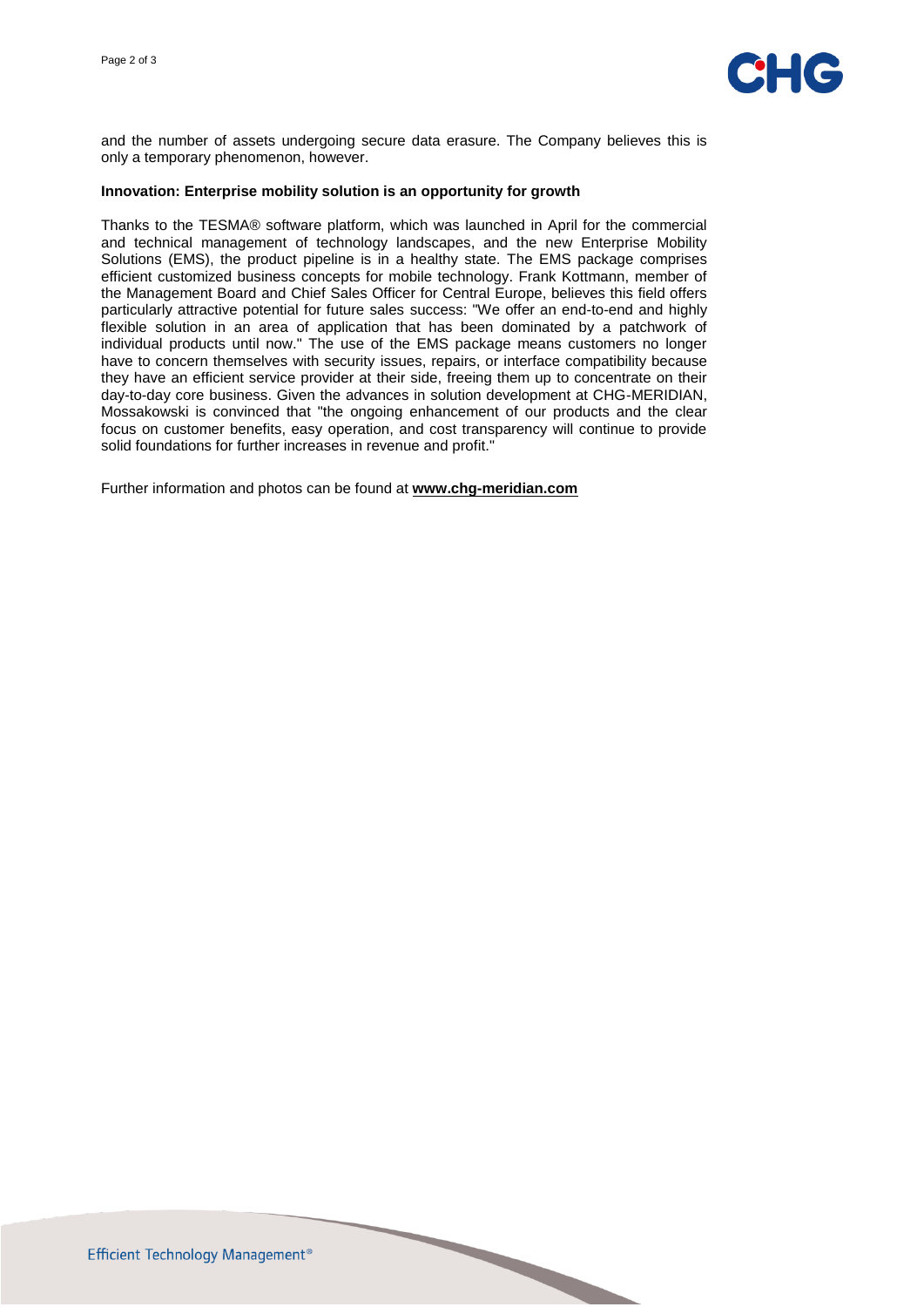and the number of assets undergoing secure data erasure. The Company believes this is only a temporary phenomenon, however.

**Innovation: Enterprise mobility solution is an opportunity for growth**

Thanks to the TESMA® software platform, which was launched in April for the commercial and technical management of technology landscapes, and the new Enterprise Mobility Solutions (EMS), the product pipeline is in a healthy state. The EMS package comprises efficient customized business concepts for mobile technology. Frank Kottmann, member of the Management Board and Chief Sales Officer for Central Europe, believes this field offers particularly attractive potential for future sales success: "We offer an end-to-end and highly flexible solution in an area of application that has been dominated by a patchwork of individual products until now." The use of the EMS package means customers no longer have to concern themselves with security issues, repairs, or interface compatibility because they have an efficient service provider at their side, freeing them up to concentrate on their day-to-day core business. Given the advances in solution development at CHG-MERIDIAN, Mossakowski is convinced that "the ongoing enhancement of our products and the clear focus on customer benefits, easy operation, and cost transparency will continue to provide solid foundations for further increases in revenue and profit."

Further information and photos can be found at **www.chg-meridian.com**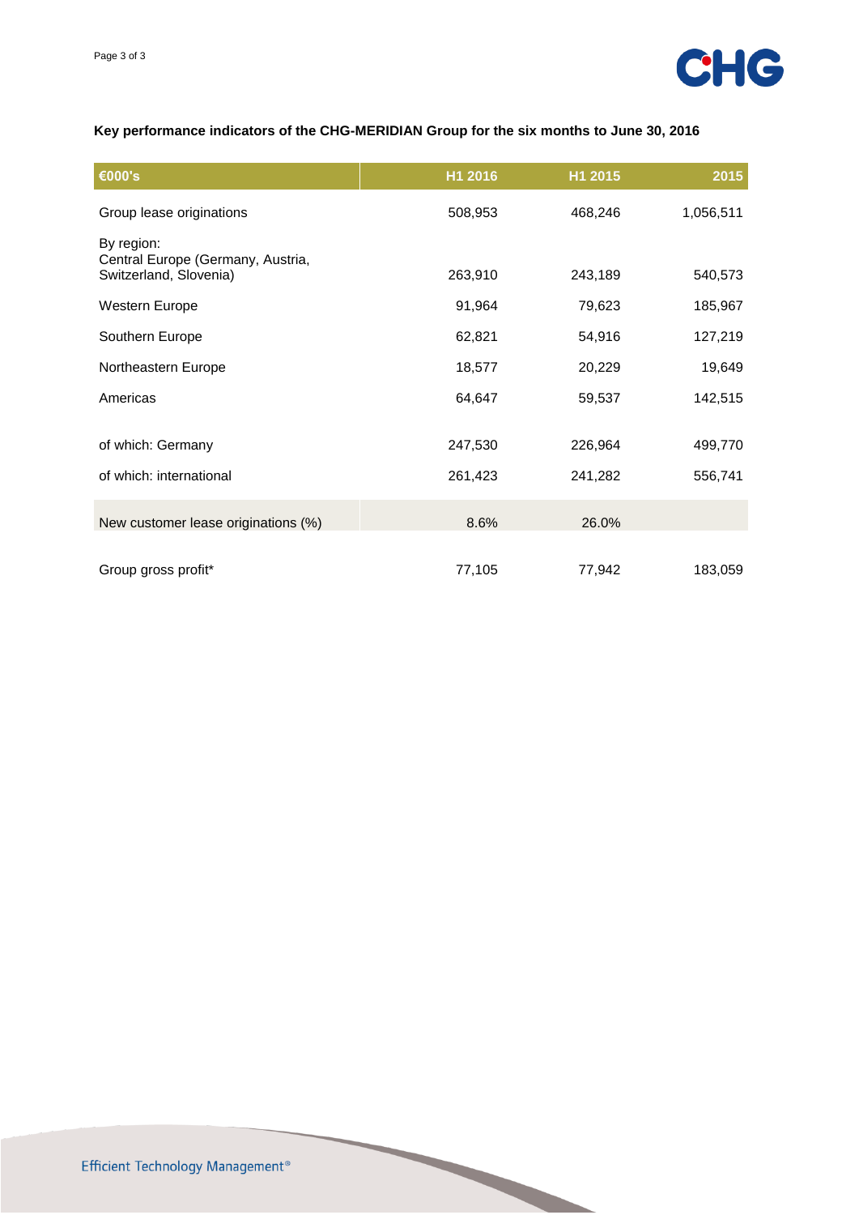**Key performance indicators of the CHG-MERIDIAN Group for the six months to June 30, 2016**

| €000's | H1 2016 | H1 2015 | 2015 |
|---|---|---|---|
| Group lease originations | 508,953 | 468,246 | 1,056,511 |
| By region:<br>Central Europe (Germany, Austria, Switzerland, Slovenia) | 263,910 | 243,189 | 540,573 |
| Western Europe | 91,964 | 79,623 | 185,967 |
| Southern Europe | 62,821 | 54,916 | 127,219 |
| Northeastern Europe | 18,577 | 20,229 | 19,649 |
| Americas | 64,647 | 59,537 | 142,515 |
| of which: Germany | 247,530 | 226,964 | 499,770 |
| of which: international | 261,423 | 241,282 | 556,741 |
| New customer lease originations (%) | 8.6% | 26.0% | |
| Group gross profit* | 77,105 | 77,942 | 183,059 |

Efficient Technology Management®